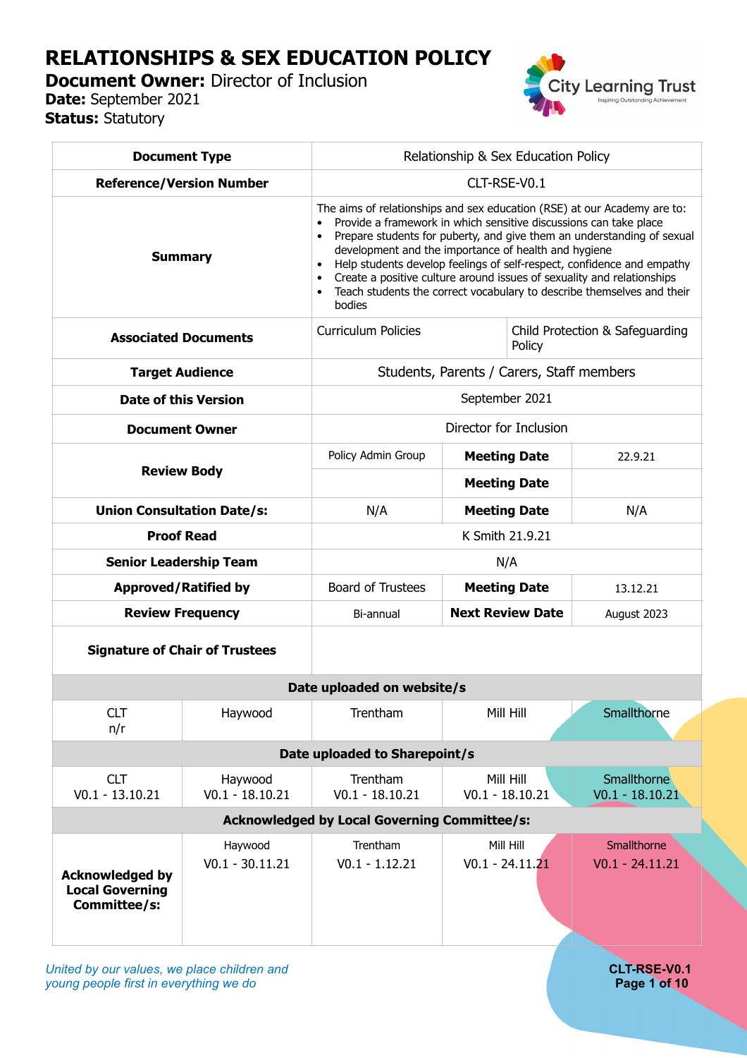# RELATIONSHIPS & SEX EDUCATION POLICY

**Document Owner:** Director of Inclusion
**Date:** September 2021
**Status:** Statutory

| **Document Type** | Relationship & Sex Education Policy | | | |
|---|---|---|---|---|
| **Reference/Version Number** | CLT-RSE-V0.1 | | | |
| **Summary** | The aims of relationships and sex education (RSE) at our Academy are to:<br>• Provide a framework in which sensitive discussions can take place<br>• Prepare students for puberty, and give them an understanding of sexual development and the importance of health and hygiene<br>• Help students develop feelings of self-respect, confidence and empathy<br>• Create a positive culture around issues of sexuality and relationships<br>• Teach students the correct vocabulary to describe themselves and their bodies | | | |
| **Associated Documents** | Curriculum Policies | | Child Protection & Safeguarding Policy | |
| **Target Audience** | Students, Parents / Carers, Staff members | | | |
| **Date of this Version** | September 2021 | | | |
| **Document Owner** | Director for Inclusion | | | |
| **Review Body** | Policy Admin Group | **Meeting Date** | 22.9.21 | |
| | | **Meeting Date** | | |
| **Union Consultation Date/s:** | N/A | **Meeting Date** | N/A | |
| **Proof Read** | K Smith 21.9.21 | | | |
| **Senior Leadership Team** | N/A | | | |
| **Approved/Ratified by** | Board of Trustees | **Meeting Date** | 13.12.21 | |
| **Review Frequency** | Bi-annual | **Next Review Date** | August 2023 | |
| **Signature of Chair of Trustees** | | | | |

| **Date uploaded on website/s** | | | | |
|---|---|---|---|---|
| CLT<br>n/r | Haywood | Trentham | Mill Hill | Smallthorne |
| **Date uploaded to Sharepoint/s** | | | | |
| CLT<br>V0.1 - 13.10.21 | Haywood<br>V0.1 - 18.10.21 | Trentham<br>V0.1 - 18.10.21 | Mill Hill<br>V0.1 - 18.10.21 | Smallthorne<br>V0.1 - 18.10.21 |
| **Acknowledged by Local Governing Committee/s:** | | | | |
| **Acknowledged by Local Governing Committee/s:** | Haywood<br>V0.1 - 30.11.21 | Trentham<br>V0.1 - 1.12.21 | Mill Hill<br>V0.1 - 24.11.21 | Smallthorne<br>V0.1 - 24.11.21 |

*United by our values, we place children and young people first in everything we do*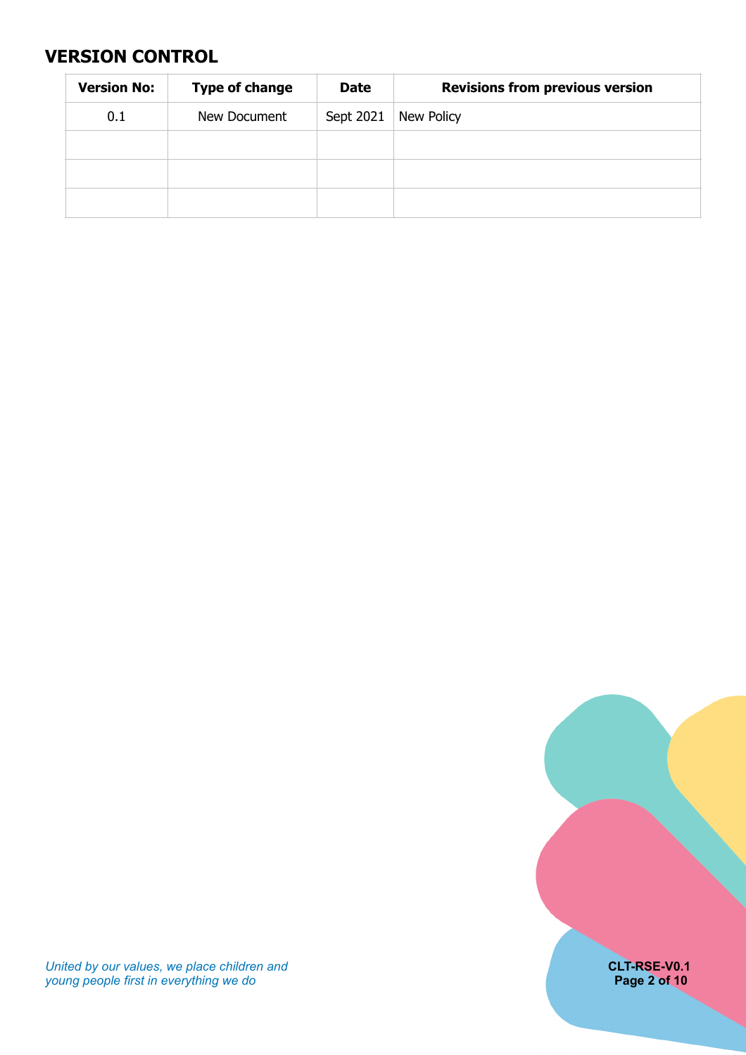## VERSION CONTROL

| Version No: | Type of change | Date | Revisions from previous version |
|---|---|---|---|
| 0.1 | New Document | Sept 2021 | New Policy |
| | | | |
| | | | |
| | | | |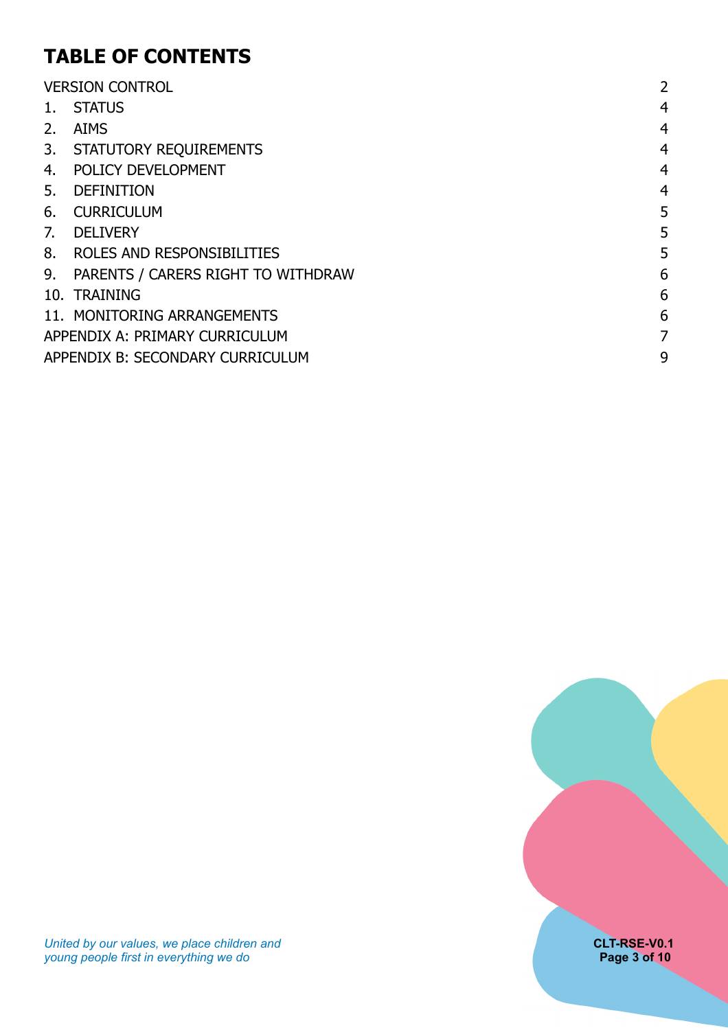# TABLE OF CONTENTS

| | |
|---|---|
| VERSION CONTROL | 2 |
| 1. STATUS | 4 |
| 2. AIMS | 4 |
| 3. STATUTORY REQUIREMENTS | 4 |
| 4. POLICY DEVELOPMENT | 4 |
| 5. DEFINITION | 4 |
| 6. CURRICULUM | 5 |
| 7. DELIVERY | 5 |
| 8. ROLES AND RESPONSIBILITIES | 5 |
| 9. PARENTS / CARERS RIGHT TO WITHDRAW | 6 |
| 10. TRAINING | 6 |
| 11. MONITORING ARRANGEMENTS | 6 |
| APPENDIX A: PRIMARY CURRICULUM | 7 |
| APPENDIX B: SECONDARY CURRICULUM | 9 |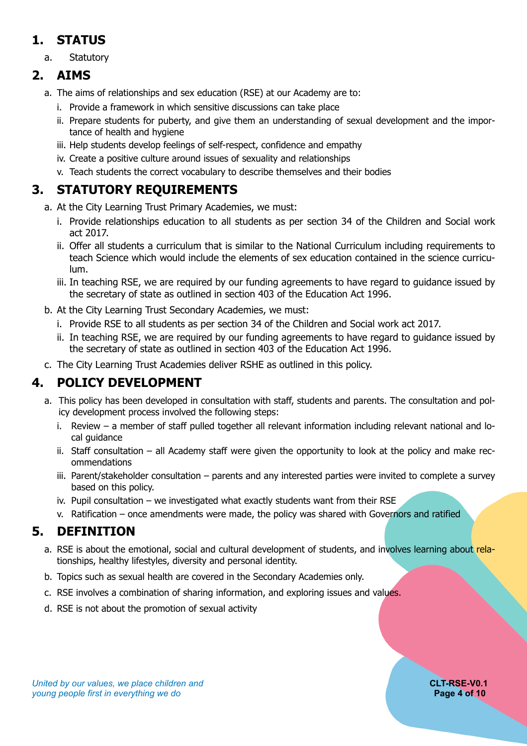## 1. STATUS

a. Statutory

## 2. AIMS

a. The aims of relationships and sex education (RSE) at our Academy are to:

   i. Provide a framework in which sensitive discussions can take place

   ii. Prepare students for puberty, and give them an understanding of sexual development and the importance of health and hygiene

   iii. Help students develop feelings of self-respect, confidence and empathy

   iv. Create a positive culture around issues of sexuality and relationships

   v. Teach students the correct vocabulary to describe themselves and their bodies

## 3. STATUTORY REQUIREMENTS

a. At the City Learning Trust Primary Academies, we must:

   i. Provide relationships education to all students as per section 34 of the Children and Social work act 2017.

   ii. Offer all students a curriculum that is similar to the National Curriculum including requirements to teach Science which would include the elements of sex education contained in the science curriculum.

   iii. In teaching RSE, we are required by our funding agreements to have regard to guidance issued by the secretary of state as outlined in section 403 of the Education Act 1996.

b. At the City Learning Trust Secondary Academies, we must:

   i. Provide RSE to all students as per section 34 of the Children and Social work act 2017.

   ii. In teaching RSE, we are required by our funding agreements to have regard to guidance issued by the secretary of state as outlined in section 403 of the Education Act 1996.

c. The City Learning Trust Academies deliver RSHE as outlined in this policy.

## 4. POLICY DEVELOPMENT

a. This policy has been developed in consultation with staff, students and parents. The consultation and policy development process involved the following steps:

   i. Review – a member of staff pulled together all relevant information including relevant national and local guidance

   ii. Staff consultation – all Academy staff were given the opportunity to look at the policy and make recommendations

   iii. Parent/stakeholder consultation – parents and any interested parties were invited to complete a survey based on this policy.

   iv. Pupil consultation – we investigated what exactly students want from their RSE

   v. Ratification – once amendments were made, the policy was shared with Governors and ratified

## 5. DEFINITION

a. RSE is about the emotional, social and cultural development of students, and involves learning about relationships, healthy lifestyles, diversity and personal identity.

b. Topics such as sexual health are covered in the Secondary Academies only.

c. RSE involves a combination of sharing information, and exploring issues and values.

d. RSE is not about the promotion of sexual activity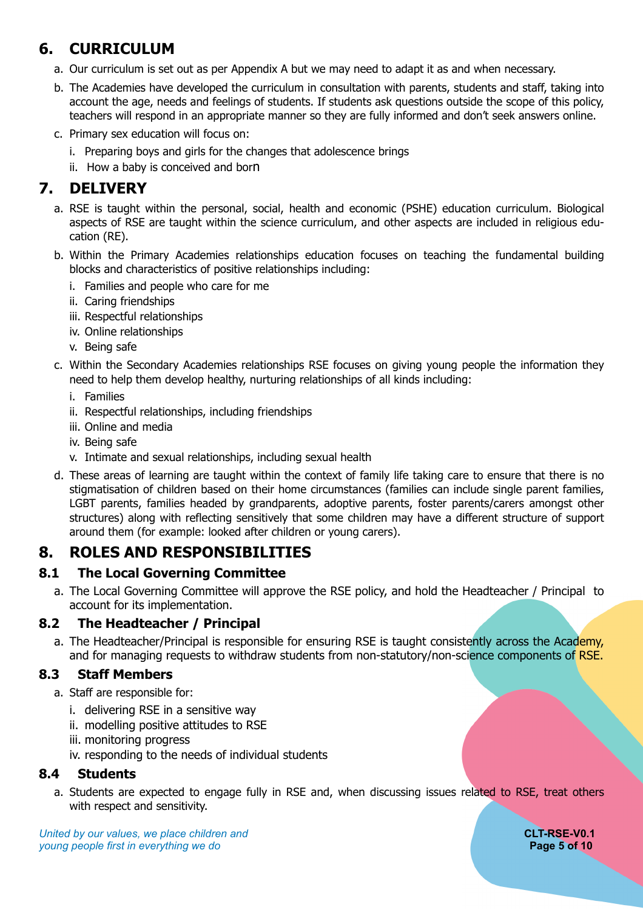## 6. CURRICULUM

a. Our curriculum is set out as per Appendix A but we may need to adapt it as and when necessary.

b. The Academies have developed the curriculum in consultation with parents, students and staff, taking into account the age, needs and feelings of students. If students ask questions outside the scope of this policy, teachers will respond in an appropriate manner so they are fully informed and don't seek answers online.

c. Primary sex education will focus on:

   i. Preparing boys and girls for the changes that adolescence brings

   ii. How a baby is conceived and born

## 7. DELIVERY

a. RSE is taught within the personal, social, health and economic (PSHE) education curriculum. Biological aspects of RSE are taught within the science curriculum, and other aspects are included in religious education (RE).

b. Within the Primary Academies relationships education focuses on teaching the fundamental building blocks and characteristics of positive relationships including:

   i. Families and people who care for me

   ii. Caring friendships

   iii. Respectful relationships

   iv. Online relationships

   v. Being safe

c. Within the Secondary Academies relationships RSE focuses on giving young people the information they need to help them develop healthy, nurturing relationships of all kinds including:

   i. Families

   ii. Respectful relationships, including friendships

   iii. Online and media

   iv. Being safe

   v. Intimate and sexual relationships, including sexual health

d. These areas of learning are taught within the context of family life taking care to ensure that there is no stigmatisation of children based on their home circumstances (families can include single parent families, LGBT parents, families headed by grandparents, adoptive parents, foster parents/carers amongst other structures) along with reflecting sensitively that some children may have a different structure of support around them (for example: looked after children or young carers).

## 8. ROLES AND RESPONSIBILITIES

### 8.1 The Local Governing Committee

a. The Local Governing Committee will approve the RSE policy, and hold the Headteacher / Principal to account for its implementation.

### 8.2 The Headteacher / Principal

a. The Headteacher/Principal is responsible for ensuring RSE is taught consistently across the Academy, and for managing requests to withdraw students from non-statutory/non-science components of RSE.

### 8.3 Staff Members

a. Staff are responsible for:

   i. delivering RSE in a sensitive way

   ii. modelling positive attitudes to RSE

   iii. monitoring progress

   iv. responding to the needs of individual students

### 8.4 Students

a. Students are expected to engage fully in RSE and, when discussing issues related to RSE, treat others with respect and sensitivity.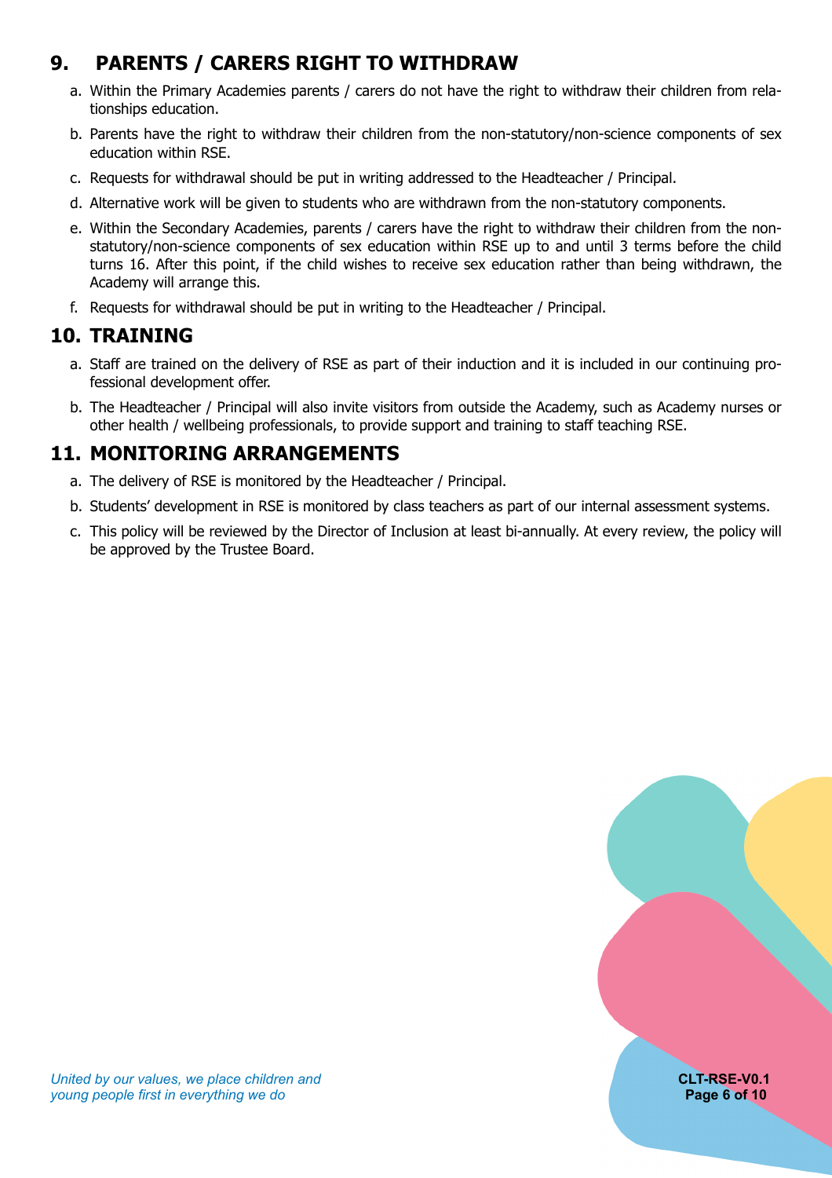## 9. PARENTS / CARERS RIGHT TO WITHDRAW

a. Within the Primary Academies parents / carers do not have the right to withdraw their children from relationships education.

b. Parents have the right to withdraw their children from the non-statutory/non-science components of sex education within RSE.

c. Requests for withdrawal should be put in writing addressed to the Headteacher / Principal.

d. Alternative work will be given to students who are withdrawn from the non-statutory components.

e. Within the Secondary Academies, parents / carers have the right to withdraw their children from the non-statutory/non-science components of sex education within RSE up to and until 3 terms before the child turns 16. After this point, if the child wishes to receive sex education rather than being withdrawn, the Academy will arrange this.

f. Requests for withdrawal should be put in writing to the Headteacher / Principal.

## 10. TRAINING

a. Staff are trained on the delivery of RSE as part of their induction and it is included in our continuing professional development offer.

b. The Headteacher / Principal will also invite visitors from outside the Academy, such as Academy nurses or other health / wellbeing professionals, to provide support and training to staff teaching RSE.

## 11. MONITORING ARRANGEMENTS

a. The delivery of RSE is monitored by the Headteacher / Principal.

b. Students' development in RSE is monitored by class teachers as part of our internal assessment systems.

c. This policy will be reviewed by the Director of Inclusion at least bi-annually. At every review, the policy will be approved by the Trustee Board.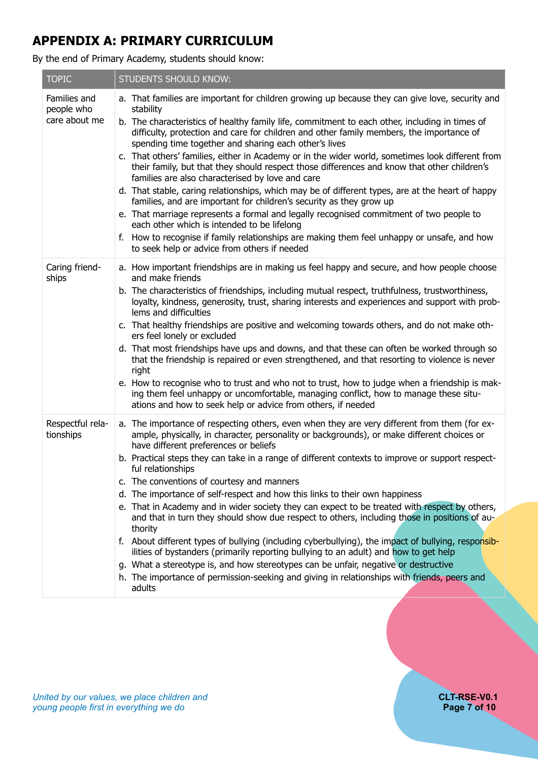# APPENDIX A: PRIMARY CURRICULUM

By the end of Primary Academy, students should know:

| TOPIC | STUDENTS SHOULD KNOW: |
|---|---|
| Families and people who care about me | a. That families are important for children growing up because they can give love, security and stability<br>b. The characteristics of healthy family life, commitment to each other, including in times of difficulty, protection and care for children and other family members, the importance of spending time together and sharing each other's lives<br>c. That others' families, either in Academy or in the wider world, sometimes look different from their family, but that they should respect those differences and know that other children's families are also characterised by love and care<br>d. That stable, caring relationships, which may be of different types, are at the heart of happy families, and are important for children's security as they grow up<br>e. That marriage represents a formal and legally recognised commitment of two people to each other which is intended to be lifelong<br>f. How to recognise if family relationships are making them feel unhappy or unsafe, and how to seek help or advice from others if needed |
| Caring friendships | a. How important friendships are in making us feel happy and secure, and how people choose and make friends<br>b. The characteristics of friendships, including mutual respect, truthfulness, trustworthiness, loyalty, kindness, generosity, trust, sharing interests and experiences and support with problems and difficulties<br>c. That healthy friendships are positive and welcoming towards others, and do not make others feel lonely or excluded<br>d. That most friendships have ups and downs, and that these can often be worked through so that the friendship is repaired or even strengthened, and that resorting to violence is never right<br>e. How to recognise who to trust and who not to trust, how to judge when a friendship is making them feel unhappy or uncomfortable, managing conflict, how to manage these situations and how to seek help or advice from others, if needed |
| Respectful relationships | a. The importance of respecting others, even when they are very different from them (for example, physically, in character, personality or backgrounds), or make different choices or have different preferences or beliefs<br>b. Practical steps they can take in a range of different contexts to improve or support respectful relationships<br>c. The conventions of courtesy and manners<br>d. The importance of self-respect and how this links to their own happiness<br>e. That in Academy and in wider society they can expect to be treated with respect by others, and that in turn they should show due respect to others, including those in positions of authority<br>f. About different types of bullying (including cyberbullying), the impact of bullying, responsibilities of bystanders (primarily reporting bullying to an adult) and how to get help<br>g. What a stereotype is, and how stereotypes can be unfair, negative or destructive<br>h. The importance of permission-seeking and giving in relationships with friends, peers and adults |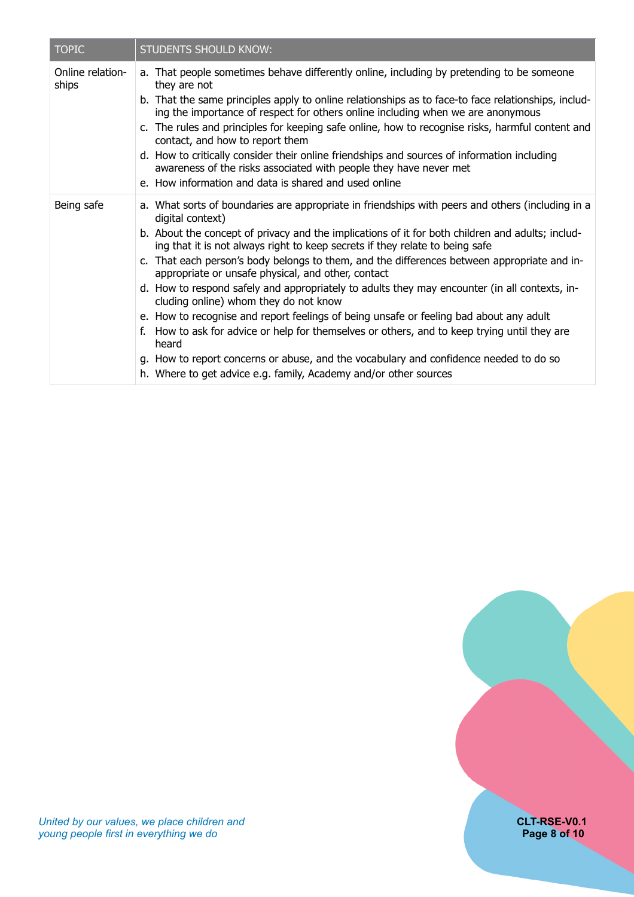| TOPIC | STUDENTS SHOULD KNOW: |
| --- | --- |
| Online relationships | a. That people sometimes behave differently online, including by pretending to be someone they are not<br>b. That the same principles apply to online relationships as to face-to face relationships, including the importance of respect for others online including when we are anonymous<br>c. The rules and principles for keeping safe online, how to recognise risks, harmful content and contact, and how to report them<br>d. How to critically consider their online friendships and sources of information including awareness of the risks associated with people they have never met<br>e. How information and data is shared and used online |
| Being safe | a. What sorts of boundaries are appropriate in friendships with peers and others (including in a digital context)<br>b. About the concept of privacy and the implications of it for both children and adults; including that it is not always right to keep secrets if they relate to being safe<br>c. That each person's body belongs to them, and the differences between appropriate and inappropriate or unsafe physical, and other, contact<br>d. How to respond safely and appropriately to adults they may encounter (in all contexts, including online) whom they do not know<br>e. How to recognise and report feelings of being unsafe or feeling bad about any adult<br>f. How to ask for advice or help for themselves or others, and to keep trying until they are heard<br>g. How to report concerns or abuse, and the vocabulary and confidence needed to do so<br>h. Where to get advice e.g. family, Academy and/or other sources |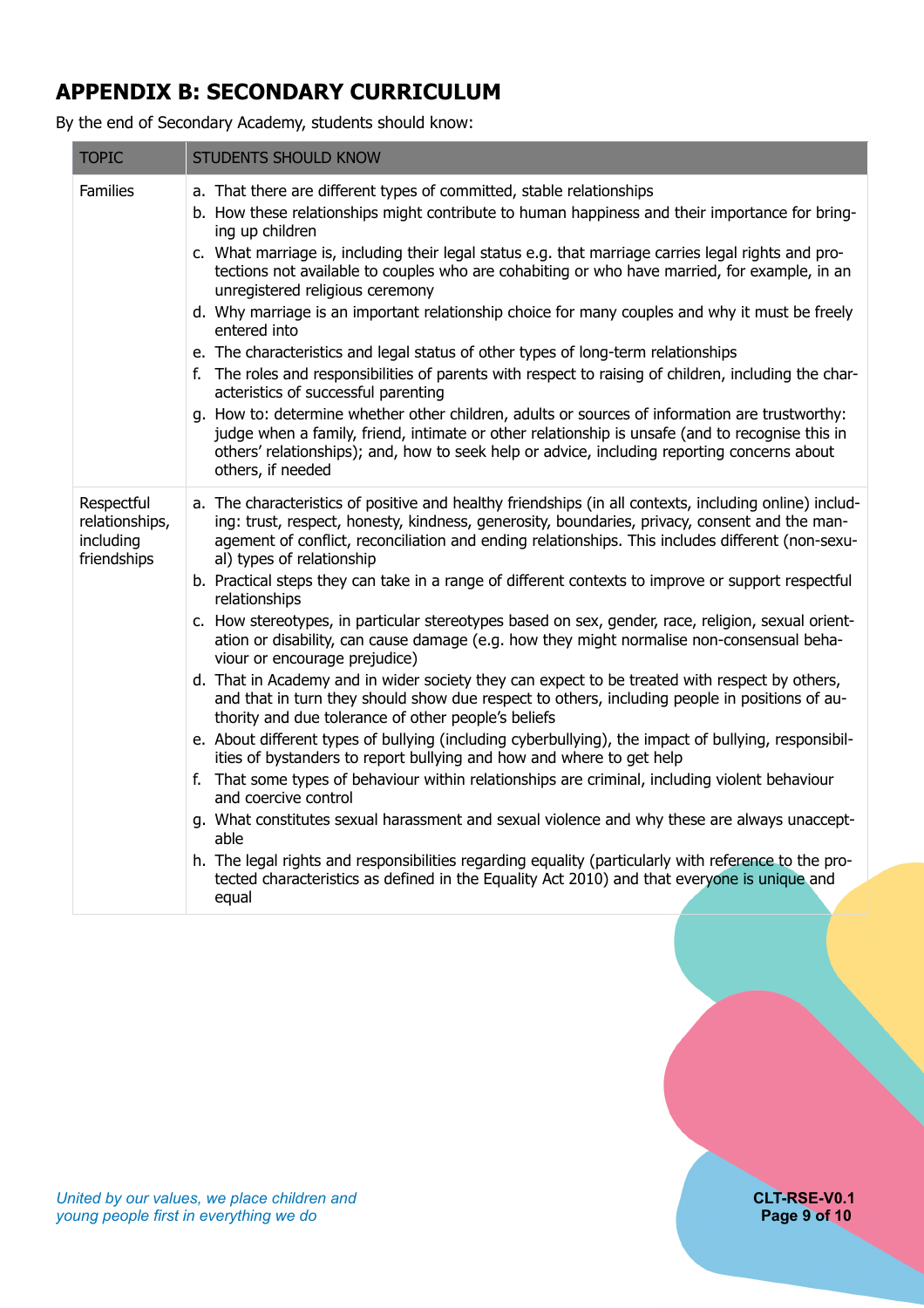# APPENDIX B: SECONDARY CURRICULUM

By the end of Secondary Academy, students should know:

| TOPIC | STUDENTS SHOULD KNOW |
|---|---|
| Families | a. That there are different types of committed, stable relationships<br>b. How these relationships might contribute to human happiness and their importance for bringing up children<br>c. What marriage is, including their legal status e.g. that marriage carries legal rights and protections not available to couples who are cohabiting or who have married, for example, in an unregistered religious ceremony<br>d. Why marriage is an important relationship choice for many couples and why it must be freely entered into<br>e. The characteristics and legal status of other types of long-term relationships<br>f. The roles and responsibilities of parents with respect to raising of children, including the characteristics of successful parenting<br>g. How to: determine whether other children, adults or sources of information are trustworthy: judge when a family, friend, intimate or other relationship is unsafe (and to recognise this in others' relationships); and, how to seek help or advice, including reporting concerns about others, if needed |
| Respectful relationships, including friendships | a. The characteristics of positive and healthy friendships (in all contexts, including online) including: trust, respect, honesty, kindness, generosity, boundaries, privacy, consent and the management of conflict, reconciliation and ending relationships. This includes different (non-sexual) types of relationship<br>b. Practical steps they can take in a range of different contexts to improve or support respectful relationships<br>c. How stereotypes, in particular stereotypes based on sex, gender, race, religion, sexual orientation or disability, can cause damage (e.g. how they might normalise non-consensual behaviour or encourage prejudice)<br>d. That in Academy and in wider society they can expect to be treated with respect by others, and that in turn they should show due respect to others, including people in positions of authority and due tolerance of other people's beliefs<br>e. About different types of bullying (including cyberbullying), the impact of bullying, responsibilities of bystanders to report bullying and how and where to get help<br>f. That some types of behaviour within relationships are criminal, including violent behaviour and coercive control<br>g. What constitutes sexual harassment and sexual violence and why these are always unacceptable<br>h. The legal rights and responsibilities regarding equality (particularly with reference to the protected characteristics as defined in the Equality Act 2010) and that everyone is unique and equal |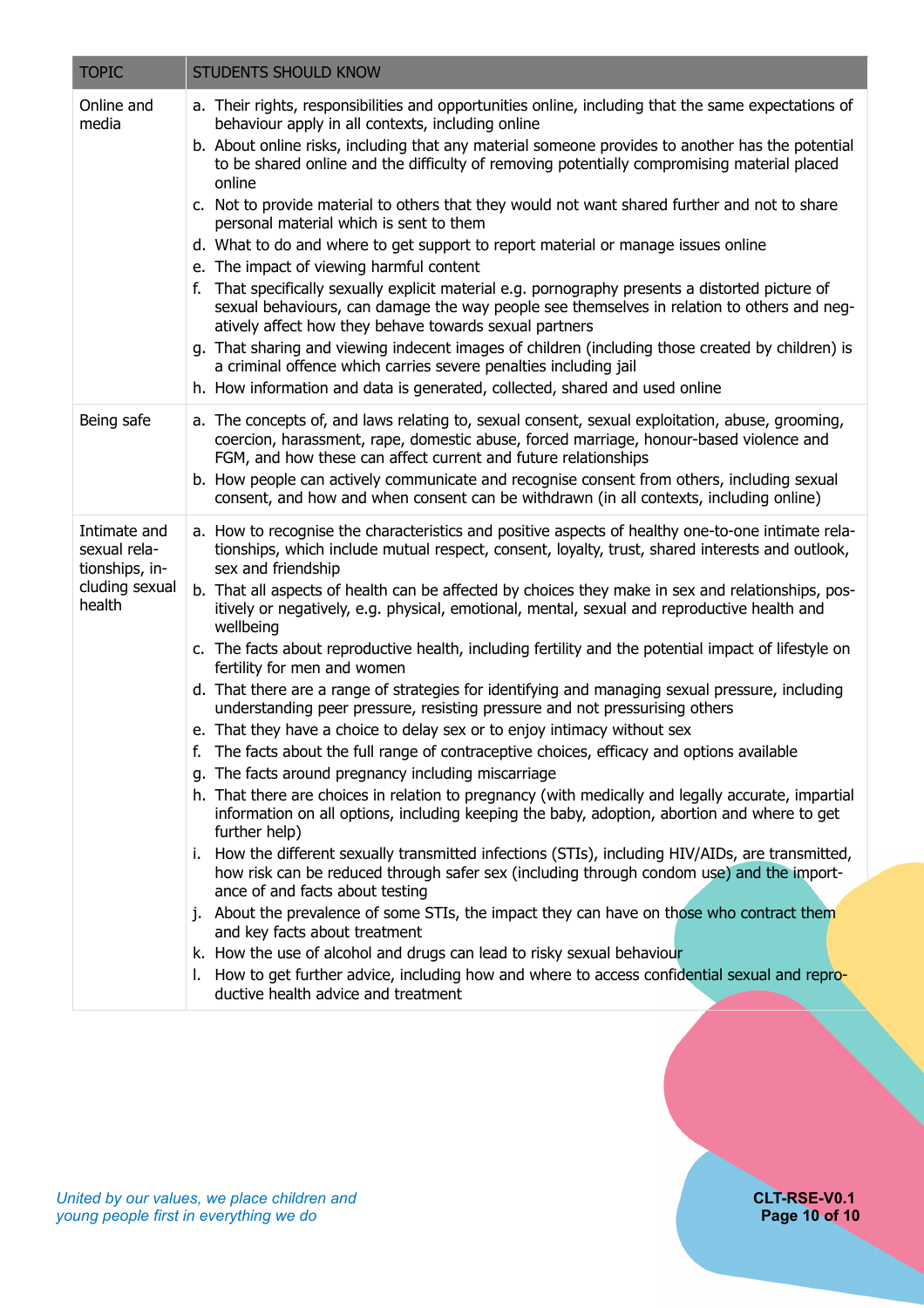| TOPIC | STUDENTS SHOULD KNOW |
| --- | --- |
| Online and media | a. Their rights, responsibilities and opportunities online, including that the same expectations of behaviour apply in all contexts, including online<br>b. About online risks, including that any material someone provides to another has the potential to be shared online and the difficulty of removing potentially compromising material placed online<br>c. Not to provide material to others that they would not want shared further and not to share personal material which is sent to them<br>d. What to do and where to get support to report material or manage issues online<br>e. The impact of viewing harmful content<br>f. That specifically sexually explicit material e.g. pornography presents a distorted picture of sexual behaviours, can damage the way people see themselves in relation to others and negatively affect how they behave towards sexual partners<br>g. That sharing and viewing indecent images of children (including those created by children) is a criminal offence which carries severe penalties including jail<br>h. How information and data is generated, collected, shared and used online |
| Being safe | a. The concepts of, and laws relating to, sexual consent, sexual exploitation, abuse, grooming, coercion, harassment, rape, domestic abuse, forced marriage, honour-based violence and FGM, and how these can affect current and future relationships<br>b. How people can actively communicate and recognise consent from others, including sexual consent, and how and when consent can be withdrawn (in all contexts, including online) |
| Intimate and sexual relationships, including sexual health | a. How to recognise the characteristics and positive aspects of healthy one-to-one intimate relationships, which include mutual respect, consent, loyalty, trust, shared interests and outlook, sex and friendship<br>b. That all aspects of health can be affected by choices they make in sex and relationships, positively or negatively, e.g. physical, emotional, mental, sexual and reproductive health and wellbeing<br>c. The facts about reproductive health, including fertility and the potential impact of lifestyle on fertility for men and women<br>d. That there are a range of strategies for identifying and managing sexual pressure, including understanding peer pressure, resisting pressure and not pressurising others<br>e. That they have a choice to delay sex or to enjoy intimacy without sex<br>f. The facts about the full range of contraceptive choices, efficacy and options available<br>g. The facts around pregnancy including miscarriage<br>h. That there are choices in relation to pregnancy (with medically and legally accurate, impartial information on all options, including keeping the baby, adoption, abortion and where to get further help)<br>i. How the different sexually transmitted infections (STIs), including HIV/AIDs, are transmitted, how risk can be reduced through safer sex (including through condom use) and the importance of and facts about testing<br>j. About the prevalence of some STIs, the impact they can have on those who contract them and key facts about treatment<br>k. How the use of alcohol and drugs can lead to risky sexual behaviour<br>l. How to get further advice, including how and where to access confidential sexual and reproductive health advice and treatment |

*United by our values, we place children and young people first in everything we do*

**CLT-RSE-V0.1**